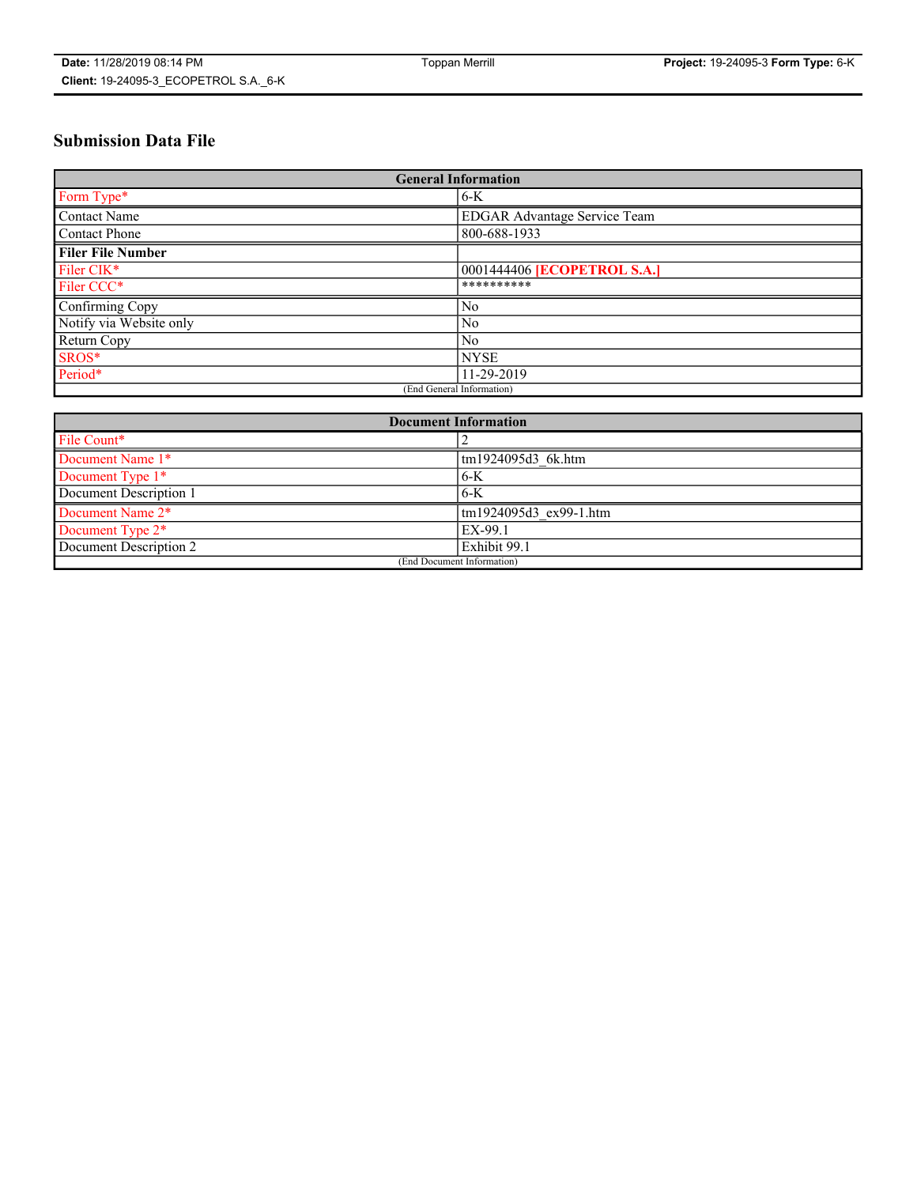# Submission Data File

| General Information | |
|---|---|
| Form Type* | 6-K |
| Contact Name | EDGAR Advantage Service Team |
| Contact Phone | 800-688-1933 |
| **Filer File Number** | |
| Filer CIK* | 0001444406 **[ECOPETROL S.A.]** |
| Filer CCC* | ********** |
| Confirming Copy | No |
| Notify via Website only | No |
| Return Copy | No |
| SROS* | NYSE |
| Period* | 11-29-2019 |
| (End General Information) | |

| Document Information | |
|---|---|
| File Count* | 2 |
| Document Name 1* | tm1924095d3_6k.htm |
| Document Type 1* | 6-K |
| Document Description 1 | 6-K |
| Document Name 2* | tm1924095d3_ex99-1.htm |
| Document Type 2* | EX-99.1 |
| Document Description 2 | Exhibit 99.1 |
| (End Document Information) | |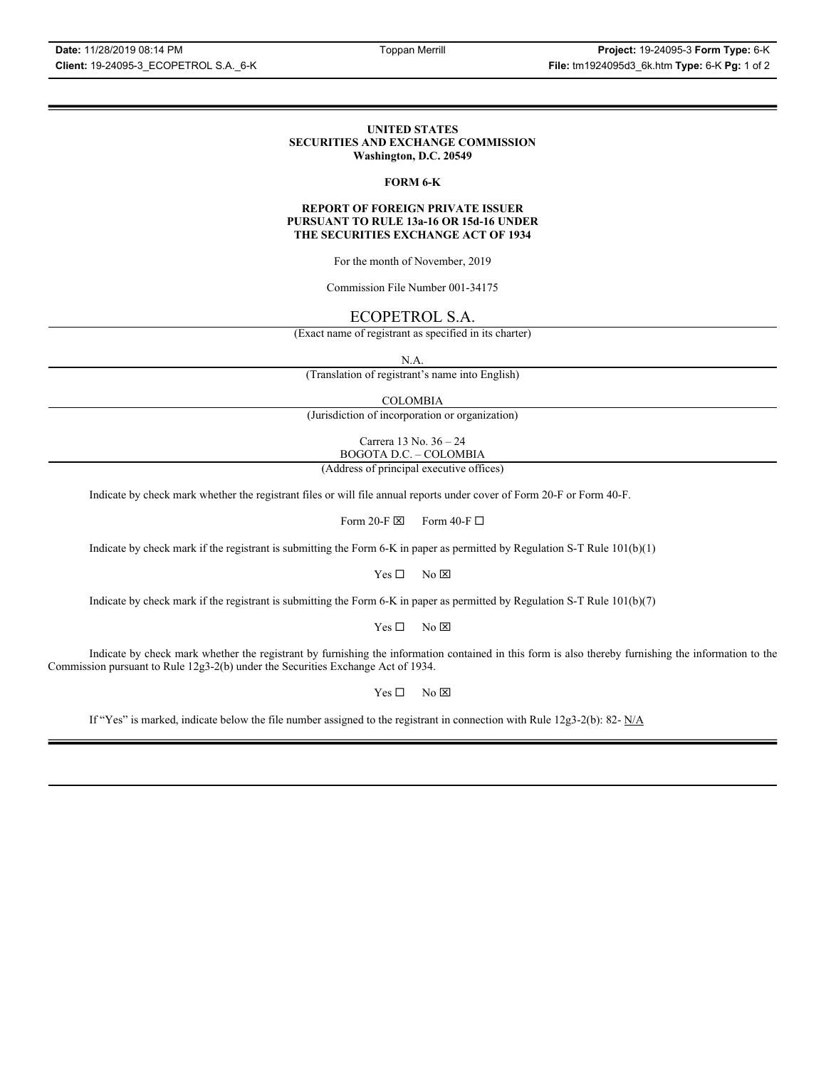**UNITED STATES**
**SECURITIES AND EXCHANGE COMMISSION**
**Washington, D.C. 20549**

**FORM 6-K**

**REPORT OF FOREIGN PRIVATE ISSUER**
**PURSUANT TO RULE 13a-16 OR 15d-16 UNDER**
**THE SECURITIES EXCHANGE ACT OF 1934**

For the month of November, 2019

Commission File Number 001-34175

ECOPETROL S.A.

(Exact name of registrant as specified in its charter)

N.A.

(Translation of registrant's name into English)

COLOMBIA

(Jurisdiction of incorporation or organization)

Carrera 13 No. 36 – 24
BOGOTA D.C. – COLOMBIA

(Address of principal executive offices)

Indicate by check mark whether the registrant files or will file annual reports under cover of Form 20-F or Form 40-F.

Form 20-F ☒ Form 40-F ☐

Indicate by check mark if the registrant is submitting the Form 6-K in paper as permitted by Regulation S-T Rule 101(b)(1)

Yes ☐ No ☒

Indicate by check mark if the registrant is submitting the Form 6-K in paper as permitted by Regulation S-T Rule 101(b)(7)

Yes ☐ No ☒

Indicate by check mark whether the registrant by furnishing the information contained in this form is also thereby furnishing the information to the Commission pursuant to Rule 12g3-2(b) under the Securities Exchange Act of 1934.

Yes ☐ No ☒

If "Yes" is marked, indicate below the file number assigned to the registrant in connection with Rule 12g3-2(b): 82- N/A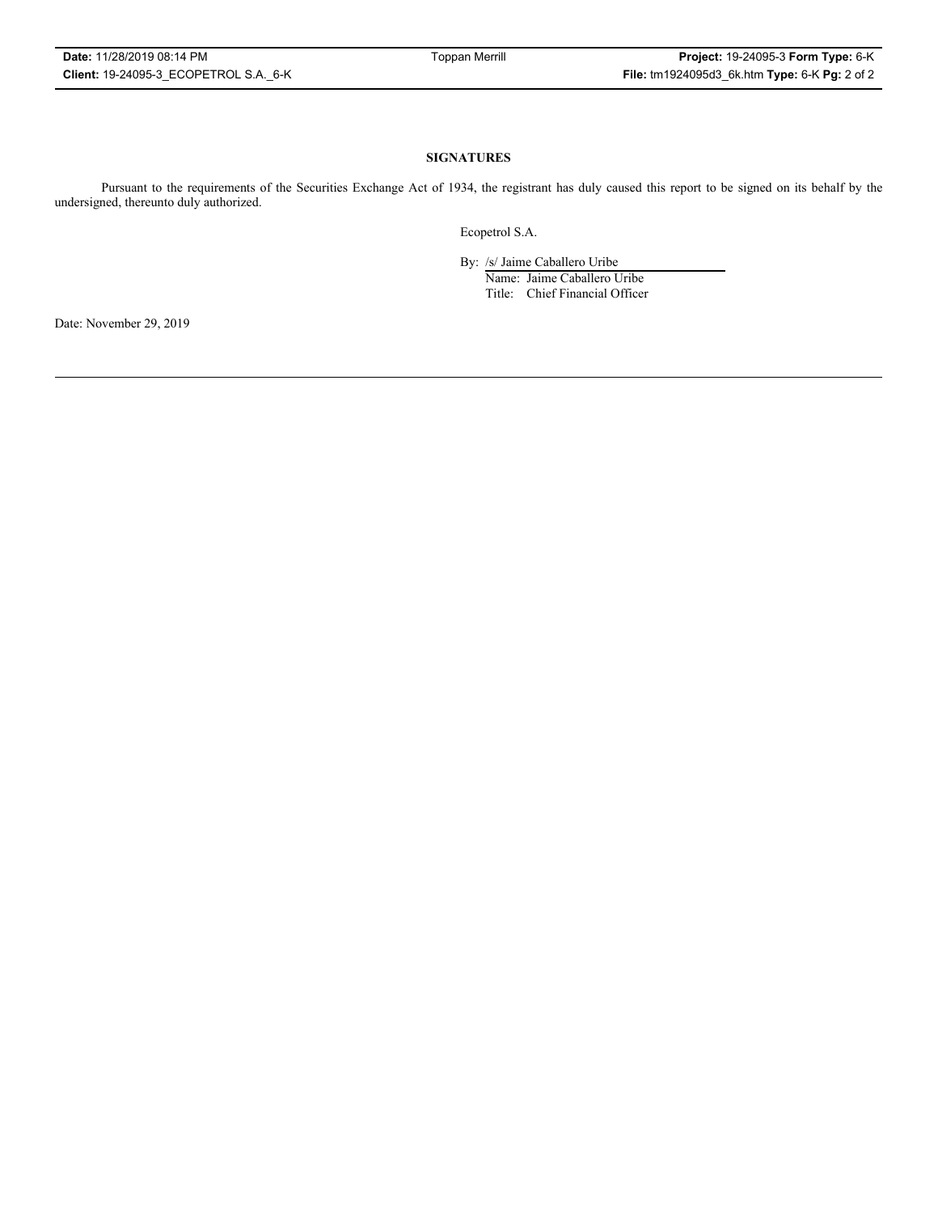**SIGNATURES**

Pursuant to the requirements of the Securities Exchange Act of 1934, the registrant has duly caused this report to be signed on its behalf by the undersigned, thereunto duly authorized.

Ecopetrol S.A.

By: /s/ Jaime Caballero Uribe
Name: Jaime Caballero Uribe
Title: Chief Financial Officer

Date: November 29, 2019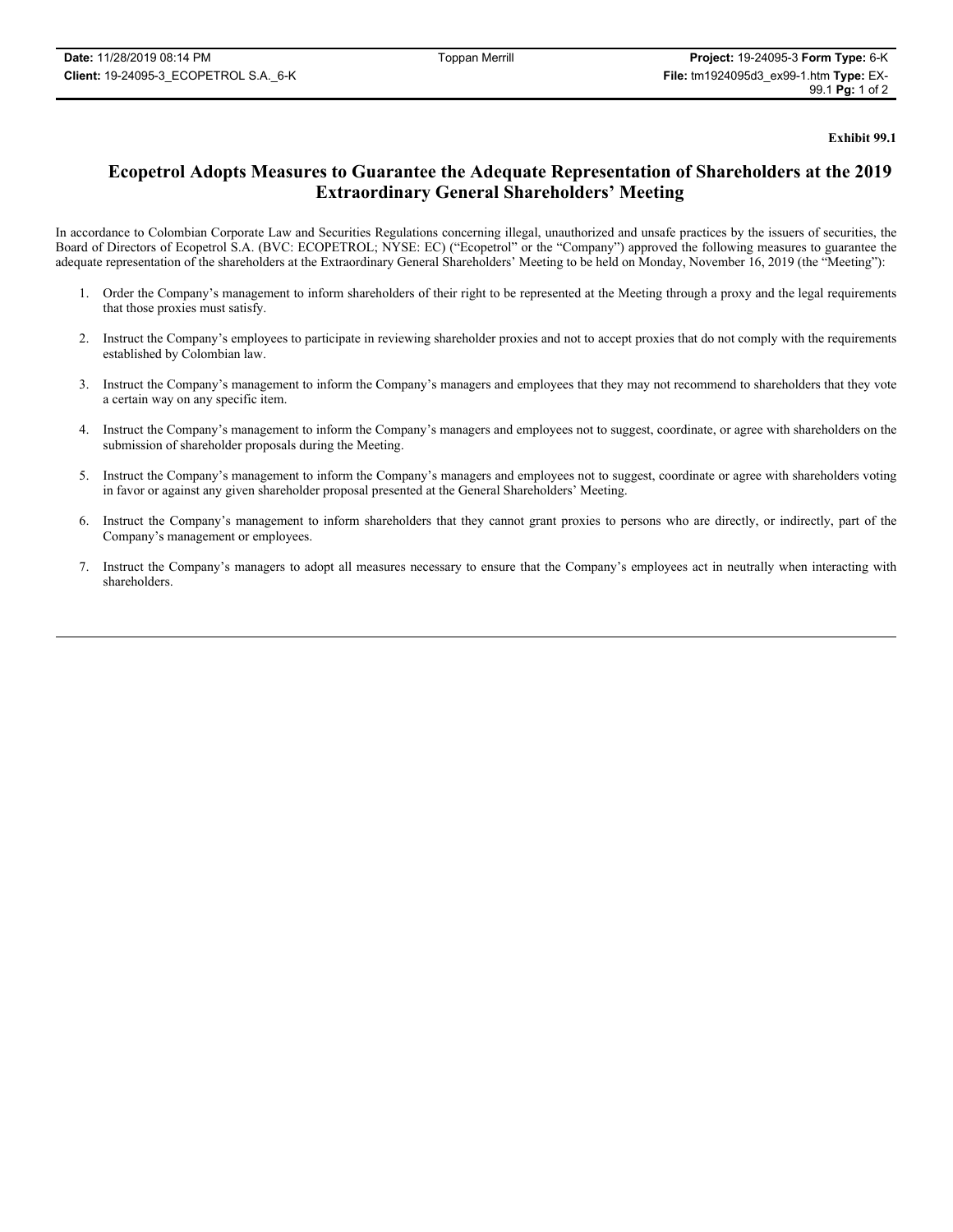**Exhibit 99.1**

# Ecopetrol Adopts Measures to Guarantee the Adequate Representation of Shareholders at the 2019 Extraordinary General Shareholders' Meeting

In accordance to Colombian Corporate Law and Securities Regulations concerning illegal, unauthorized and unsafe practices by the issuers of securities, the Board of Directors of Ecopetrol S.A. (BVC: ECOPETROL; NYSE: EC) ("Ecopetrol" or the "Company") approved the following measures to guarantee the adequate representation of the shareholders at the Extraordinary General Shareholders' Meeting to be held on Monday, November 16, 2019 (the "Meeting"):

1. Order the Company's management to inform shareholders of their right to be represented at the Meeting through a proxy and the legal requirements that those proxies must satisfy.
2. Instruct the Company's employees to participate in reviewing shareholder proxies and not to accept proxies that do not comply with the requirements established by Colombian law.
3. Instruct the Company's management to inform the Company's managers and employees that they may not recommend to shareholders that they vote a certain way on any specific item.
4. Instruct the Company's management to inform the Company's managers and employees not to suggest, coordinate, or agree with shareholders on the submission of shareholder proposals during the Meeting.
5. Instruct the Company's management to inform the Company's managers and employees not to suggest, coordinate or agree with shareholders voting in favor or against any given shareholder proposal presented at the General Shareholders' Meeting.
6. Instruct the Company's management to inform shareholders that they cannot grant proxies to persons who are directly, or indirectly, part of the Company's management or employees.
7. Instruct the Company's managers to adopt all measures necessary to ensure that the Company's employees act in neutrally when interacting with shareholders.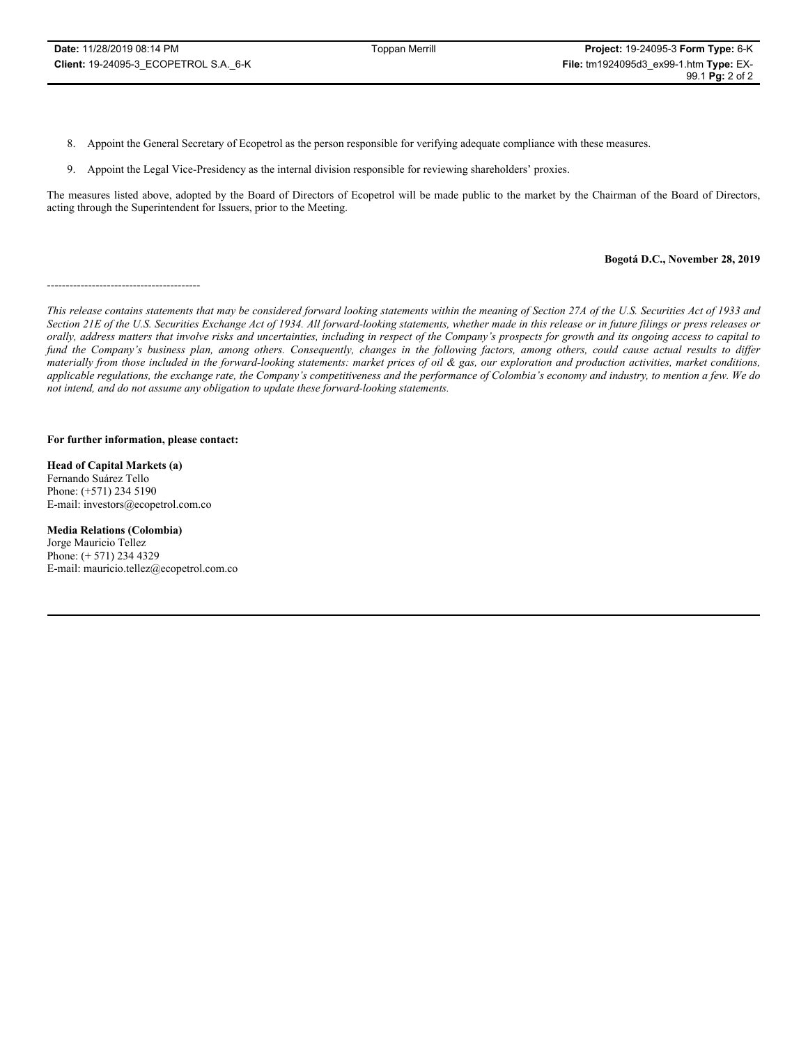8. Appoint the General Secretary of Ecopetrol as the person responsible for verifying adequate compliance with these measures.

9. Appoint the Legal Vice-Presidency as the internal division responsible for reviewing shareholders' proxies.

The measures listed above, adopted by the Board of Directors of Ecopetrol will be made public to the market by the Chairman of the Board of Directors, acting through the Superintendent for Issuers, prior to the Meeting.

**Bogotá D.C., November 28, 2019**

-----------------------------------------

*This release contains statements that may be considered forward looking statements within the meaning of Section 27A of the U.S. Securities Act of 1933 and Section 21E of the U.S. Securities Exchange Act of 1934. All forward-looking statements, whether made in this release or in future filings or press releases or orally, address matters that involve risks and uncertainties, including in respect of the Company's prospects for growth and its ongoing access to capital to fund the Company's business plan, among others. Consequently, changes in the following factors, among others, could cause actual results to differ materially from those included in the forward-looking statements: market prices of oil & gas, our exploration and production activities, market conditions, applicable regulations, the exchange rate, the Company's competitiveness and the performance of Colombia's economy and industry, to mention a few. We do not intend, and do not assume any obligation to update these forward-looking statements.*

**For further information, please contact:**

**Head of Capital Markets (a)**
Fernando Suárez Tello
Phone: (+571) 234 5190
E-mail: investors@ecopetrol.com.co

**Media Relations (Colombia)**
Jorge Mauricio Tellez
Phone: (+ 571) 234 4329
E-mail: mauricio.tellez@ecopetrol.com.co